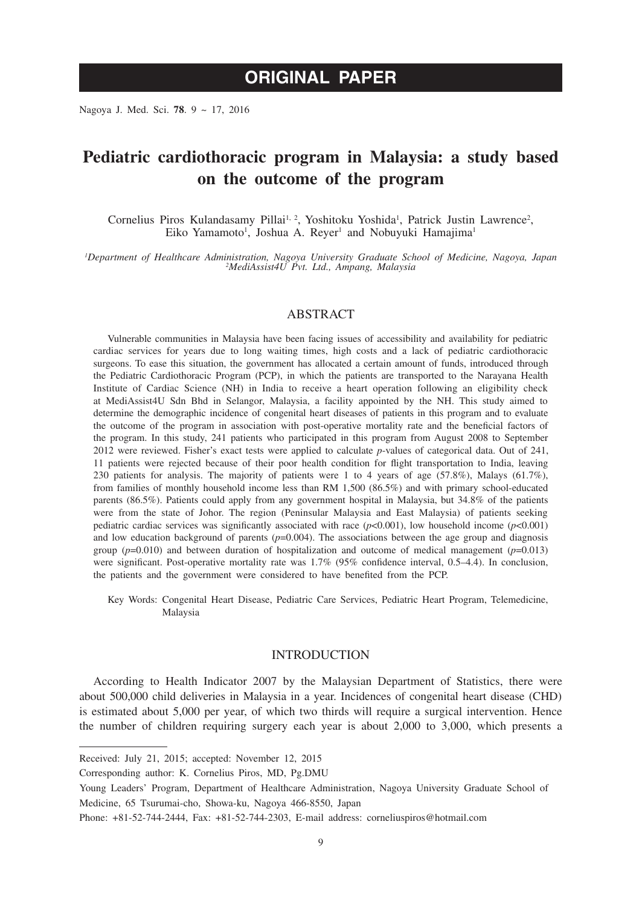ORIGINAL PAPER

# Pediatric cardiothoracic program in Malaysia: a study based on the outcome of the program

Cornelius Piros Kulandasamy Pillai[1, 2], Yoshitoku Yoshida[1], Patrick Justin Lawrence[2], Eiko Yamamoto[1], Joshua A. Reyer[1] and Nobuyuki Hamajima[1]

[1]*Department of Healthcare Administration, Nagoya University Graduate School of Medicine, Nagoya, Japan*
[2]*MediAssist4U Pvt. Ltd., Ampang, Malaysia*

## ABSTRACT

Vulnerable communities in Malaysia have been facing issues of accessibility and availability for pediatric cardiac services for years due to long waiting times, high costs and a lack of pediatric cardiothoracic surgeons. To ease this situation, the government has allocated a certain amount of funds, introduced through the Pediatric Cardiothoracic Program (PCP), in which the patients are transported to the Narayana Health Institute of Cardiac Science (NH) in India to receive a heart operation following an eligibility check at MediAssist4U Sdn Bhd in Selangor, Malaysia, a facility appointed by the NH. This study aimed to determine the demographic incidence of congenital heart diseases of patients in this program and to evaluate the outcome of the program in association with post-operative mortality rate and the beneficial factors of the program. In this study, 241 patients who participated in this program from August 2008 to September 2012 were reviewed. Fisher's exact tests were applied to calculate *p*-values of categorical data. Out of 241, 11 patients were rejected because of their poor health condition for flight transportation to India, leaving 230 patients for analysis. The majority of patients were 1 to 4 years of age (57.8%), Malays (61.7%), from families of monthly household income less than RM 1,500 (86.5%) and with primary school-educated parents (86.5%). Patients could apply from any government hospital in Malaysia, but 34.8% of the patients were from the state of Johor. The region (Peninsular Malaysia and East Malaysia) of patients seeking pediatric cardiac services was significantly associated with race ($p$<0.001), low household income ($p$<0.001) and low education background of parents ($p$=0.004). The associations between the age group and diagnosis group ($p$=0.010) and between duration of hospitalization and outcome of medical management ($p$=0.013) were significant. Post-operative mortality rate was 1.7% (95% confidence interval, 0.5–4.4). In conclusion, the patients and the government were considered to have benefited from the PCP.

Key Words: Congenital Heart Disease, Pediatric Care Services, Pediatric Heart Program, Telemedicine, Malaysia

## INTRODUCTION

According to Health Indicator 2007 by the Malaysian Department of Statistics, there were about 500,000 child deliveries in Malaysia in a year. Incidences of congenital heart disease (CHD) is estimated about 5,000 per year, of which two thirds will require a surgical intervention. Hence the number of children requiring surgery each year is about 2,000 to 3,000, which presents a

---

Received: July 21, 2015; accepted: November 12, 2015

Corresponding author: K. Cornelius Piros, MD, Pg.DMU

Young Leaders' Program, Department of Healthcare Administration, Nagoya University Graduate School of Medicine, 65 Tsurumai-cho, Showa-ku, Nagoya 466-8550, Japan

Phone: +81-52-744-2444, Fax: +81-52-744-2303, E-mail address: corneliuspiros@hotmail.com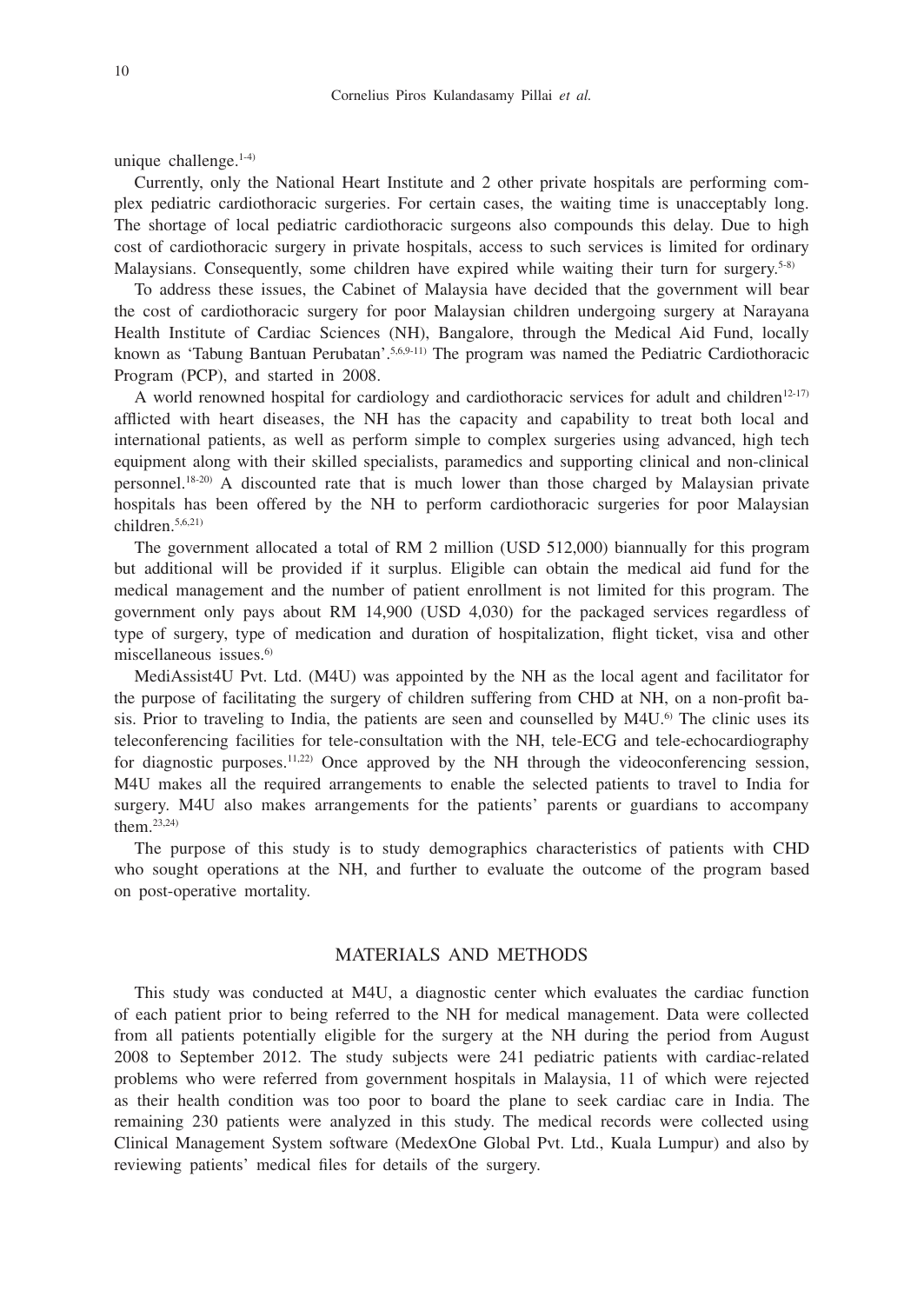unique challenge.[1-4)]

Currently, only the National Heart Institute and 2 other private hospitals are performing complex pediatric cardiothoracic surgeries. For certain cases, the waiting time is unacceptably long. The shortage of local pediatric cardiothoracic surgeons also compounds this delay. Due to high cost of cardiothoracic surgery in private hospitals, access to such services is limited for ordinary Malaysians. Consequently, some children have expired while waiting their turn for surgery.[5-8)]

To address these issues, the Cabinet of Malaysia have decided that the government will bear the cost of cardiothoracic surgery for poor Malaysian children undergoing surgery at Narayana Health Institute of Cardiac Sciences (NH), Bangalore, through the Medical Aid Fund, locally known as 'Tabung Bantuan Perubatan'.[5,6,9-11)] The program was named the Pediatric Cardiothoracic Program (PCP), and started in 2008.

A world renowned hospital for cardiology and cardiothoracic services for adult and children[12-17)] afflicted with heart diseases, the NH has the capacity and capability to treat both local and international patients, as well as perform simple to complex surgeries using advanced, high tech equipment along with their skilled specialists, paramedics and supporting clinical and non-clinical personnel.[18-20)] A discounted rate that is much lower than those charged by Malaysian private hospitals has been offered by the NH to perform cardiothoracic surgeries for poor Malaysian children.[5,6,21)]

The government allocated a total of RM 2 million (USD 512,000) biannually for this program but additional will be provided if it surplus. Eligible can obtain the medical aid fund for the medical management and the number of patient enrollment is not limited for this program. The government only pays about RM 14,900 (USD 4,030) for the packaged services regardless of type of surgery, type of medication and duration of hospitalization, flight ticket, visa and other miscellaneous issues.[6)]

MediAssist4U Pvt. Ltd. (M4U) was appointed by the NH as the local agent and facilitator for the purpose of facilitating the surgery of children suffering from CHD at NH, on a non-profit basis. Prior to traveling to India, the patients are seen and counselled by M4U.[6)] The clinic uses its teleconferencing facilities for tele-consultation with the NH, tele-ECG and tele-echocardiography for diagnostic purposes.[11,22)] Once approved by the NH through the videoconferencing session, M4U makes all the required arrangements to enable the selected patients to travel to India for surgery. M4U also makes arrangements for the patients' parents or guardians to accompany them.[23,24)]

The purpose of this study is to study demographics characteristics of patients with CHD who sought operations at the NH, and further to evaluate the outcome of the program based on post-operative mortality.

## MATERIALS AND METHODS

This study was conducted at M4U, a diagnostic center which evaluates the cardiac function of each patient prior to being referred to the NH for medical management. Data were collected from all patients potentially eligible for the surgery at the NH during the period from August 2008 to September 2012. The study subjects were 241 pediatric patients with cardiac-related problems who were referred from government hospitals in Malaysia, 11 of which were rejected as their health condition was too poor to board the plane to seek cardiac care in India. The remaining 230 patients were analyzed in this study. The medical records were collected using Clinical Management System software (MedexOne Global Pvt. Ltd., Kuala Lumpur) and also by reviewing patients' medical files for details of the surgery.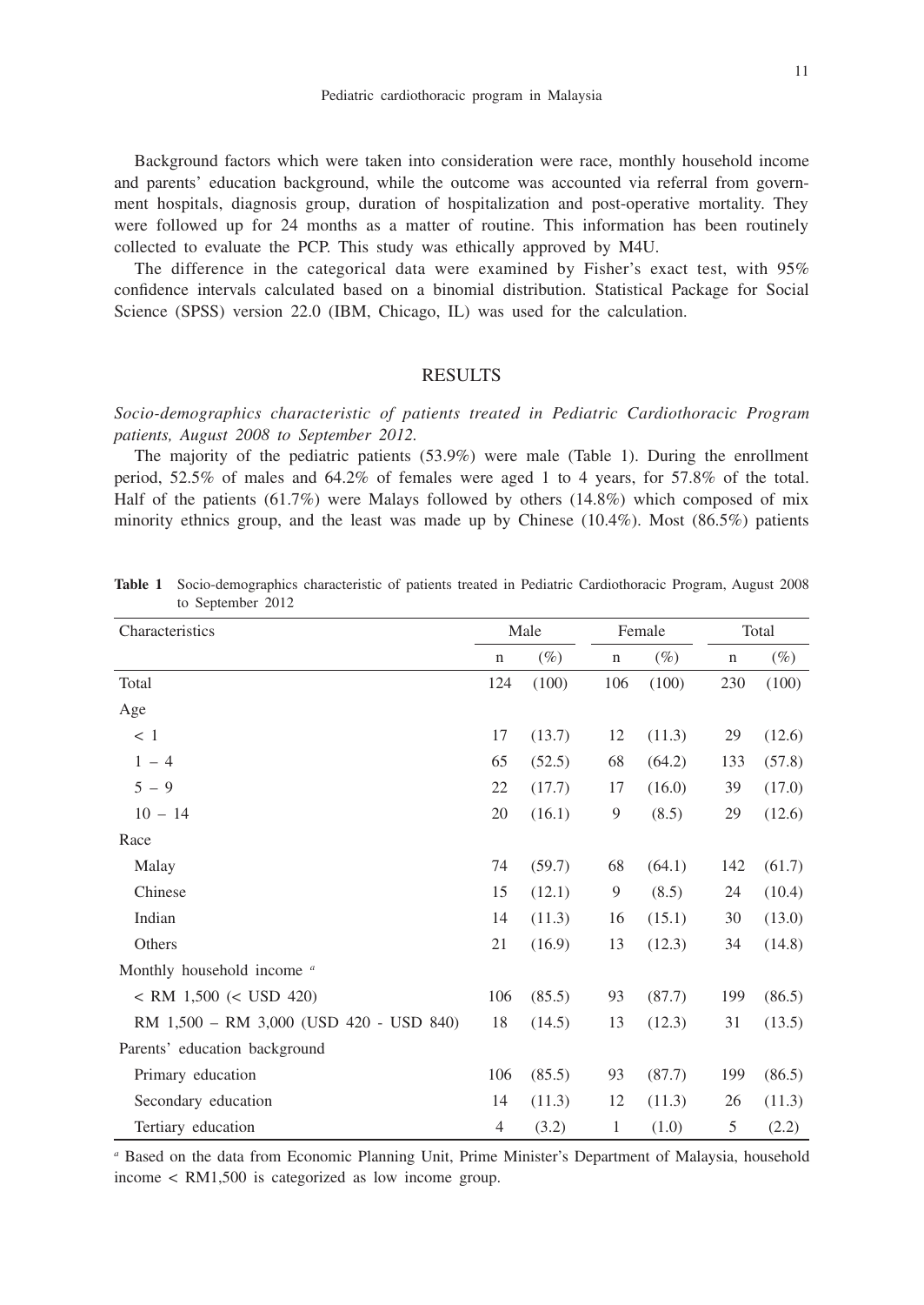Background factors which were taken into consideration were race, monthly household income and parents' education background, while the outcome was accounted via referral from government hospitals, diagnosis group, duration of hospitalization and post-operative mortality. They were followed up for 24 months as a matter of routine. This information has been routinely collected to evaluate the PCP. This study was ethically approved by M4U.

The difference in the categorical data were examined by Fisher's exact test, with 95% confidence intervals calculated based on a binomial distribution. Statistical Package for Social Science (SPSS) version 22.0 (IBM, Chicago, IL) was used for the calculation.

## RESULTS

*Socio-demographics characteristic of patients treated in Pediatric Cardiothoracic Program patients, August 2008 to September 2012.*

The majority of the pediatric patients (53.9%) were male (Table 1). During the enrollment period, 52.5% of males and 64.2% of females were aged 1 to 4 years, for 57.8% of the total. Half of the patients (61.7%) were Malays followed by others (14.8%) which composed of mix minority ethnics group, and the least was made up by Chinese (10.4%). Most (86.5%) patients

**Table 1** Socio-demographics characteristic of patients treated in Pediatric Cardiothoracic Program, August 2008 to September 2012

| Characteristics | Male | | Female | | Total | |
|---|---|---|---|---|---|---|
| | n | (%) | n | (%) | n | (%) |
| Total | 124 | (100) | 106 | (100) | 230 | (100) |
| Age | | | | | | |
| < 1 | 17 | (13.7) | 12 | (11.3) | 29 | (12.6) |
| 1 – 4 | 65 | (52.5) | 68 | (64.2) | 133 | (57.8) |
| 5 – 9 | 22 | (17.7) | 17 | (16.0) | 39 | (17.0) |
| 10 – 14 | 20 | (16.1) | 9 | (8.5) | 29 | (12.6) |
| Race | | | | | | |
| Malay | 74 | (59.7) | 68 | (64.1) | 142 | (61.7) |
| Chinese | 15 | (12.1) | 9 | (8.5) | 24 | (10.4) |
| Indian | 14 | (11.3) | 16 | (15.1) | 30 | (13.0) |
| Others | 21 | (16.9) | 13 | (12.3) | 34 | (14.8) |
| Monthly household income [a] | | | | | | |
| < RM 1,500 (< USD 420) | 106 | (85.5) | 93 | (87.7) | 199 | (86.5) |
| RM 1,500 – RM 3,000 (USD 420 - USD 840) | 18 | (14.5) | 13 | (12.3) | 31 | (13.5) |
| Parents' education background | | | | | | |
| Primary education | 106 | (85.5) | 93 | (87.7) | 199 | (86.5) |
| Secondary education | 14 | (11.3) | 12 | (11.3) | 26 | (11.3) |
| Tertiary education | 4 | (3.2) | 1 | (1.0) | 5 | (2.2) |

[a] Based on the data from Economic Planning Unit, Prime Minister's Department of Malaysia, household income < RM1,500 is categorized as low income group.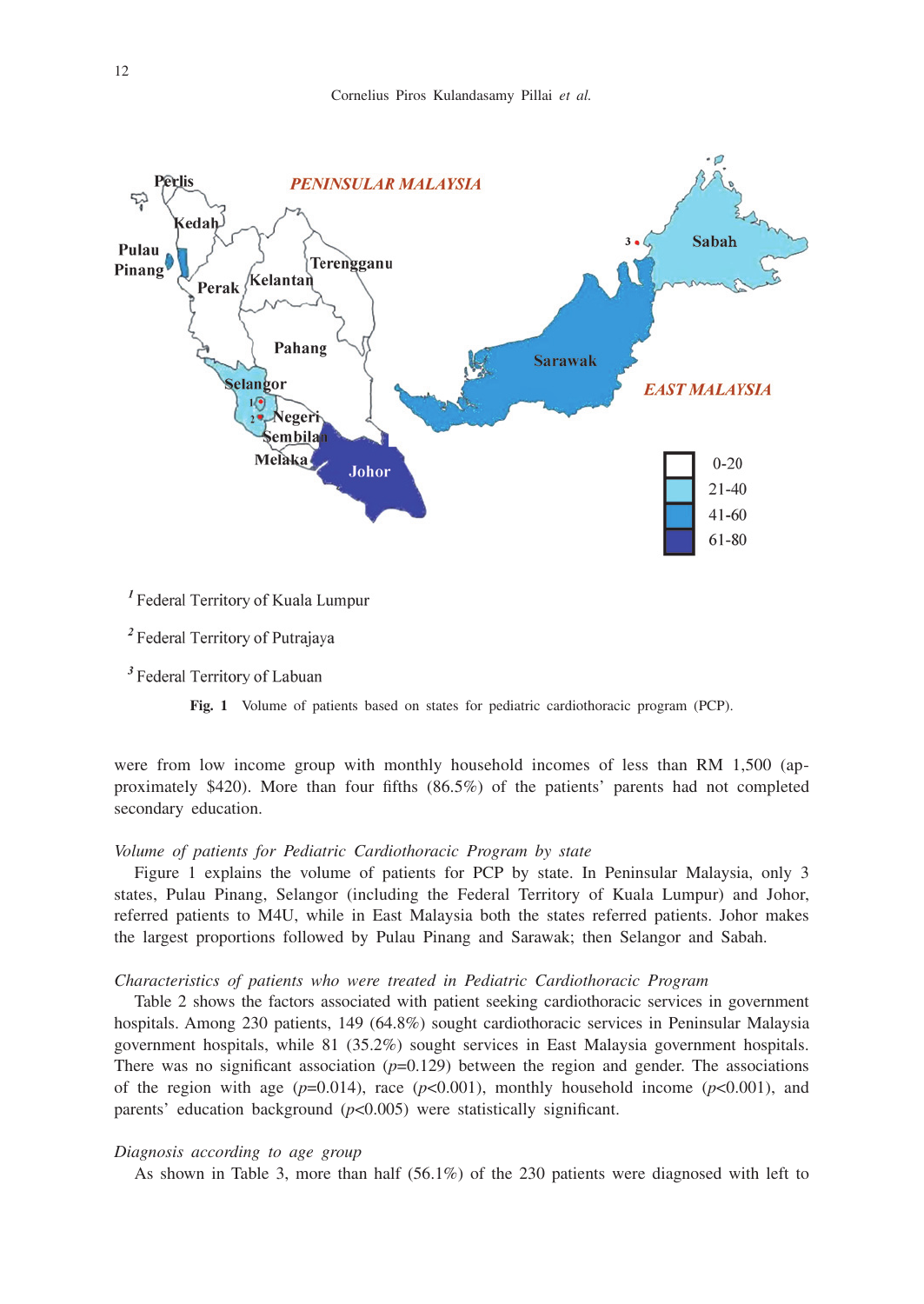[1] Federal Territory of Kuala Lumpur

[2] Federal Territory of Putrajaya

[3] Federal Territory of Labuan

**Fig. 1** Volume of patients based on states for pediatric cardiothoracic program (PCP).

were from low income group with monthly household incomes of less than RM 1,500 (approximately $420). More than four fifths (86.5%) of the patients' parents had not completed secondary education.

*Volume of patients for Pediatric Cardiothoracic Program by state*

Figure 1 explains the volume of patients for PCP by state. In Peninsular Malaysia, only 3 states, Pulau Pinang, Selangor (including the Federal Territory of Kuala Lumpur) and Johor, referred patients to M4U, while in East Malaysia both the states referred patients. Johor makes the largest proportions followed by Pulau Pinang and Sarawak; then Selangor and Sabah.

*Characteristics of patients who were treated in Pediatric Cardiothoracic Program*

Table 2 shows the factors associated with patient seeking cardiothoracic services in government hospitals. Among 230 patients, 149 (64.8%) sought cardiothoracic services in Peninsular Malaysia government hospitals, while 81 (35.2%) sought services in East Malaysia government hospitals. There was no significant association ($p$=0.129) between the region and gender. The associations of the region with age ($p$=0.014), race ($p$<0.001), monthly household income ($p$<0.001), and parents' education background ($p$<0.005) were statistically significant.

*Diagnosis according to age group*

As shown in Table 3, more than half (56.1%) of the 230 patients were diagnosed with left to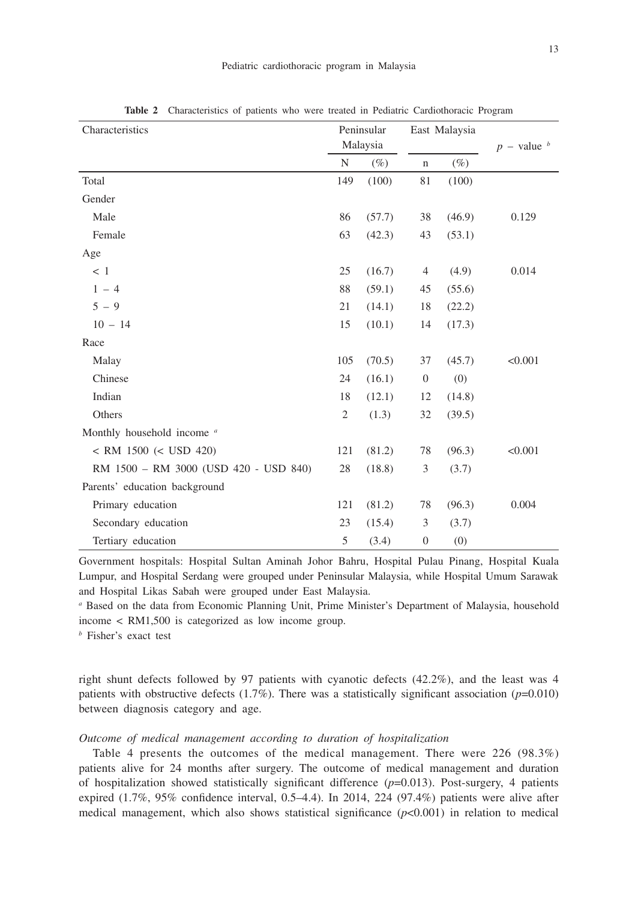**Table 2** Characteristics of patients who were treated in Pediatric Cardiothoracic Program

| Characteristics | Peninsular Malaysia | | East Malaysia | | $p$ – value [b] |
|---|---|---|---|---|---|
| | N | (%) | n | (%) | |
| Total | 149 | (100) | 81 | (100) | |
| Gender | | | | | |
| Male | 86 | (57.7) | 38 | (46.9) | 0.129 |
| Female | 63 | (42.3) | 43 | (53.1) | |
| Age | | | | | |
| < 1 | 25 | (16.7) | 4 | (4.9) | 0.014 |
| 1 – 4 | 88 | (59.1) | 45 | (55.6) | |
| 5 – 9 | 21 | (14.1) | 18 | (22.2) | |
| 10 – 14 | 15 | (10.1) | 14 | (17.3) | |
| Race | | | | | |
| Malay | 105 | (70.5) | 37 | (45.7) | <0.001 |
| Chinese | 24 | (16.1) | 0 | (0) | |
| Indian | 18 | (12.1) | 12 | (14.8) | |
| Others | 2 | (1.3) | 32 | (39.5) | |
| Monthly household income [a] | | | | | |
| < RM 1500 (< USD 420) | 121 | (81.2) | 78 | (96.3) | <0.001 |
| RM 1500 – RM 3000 (USD 420 - USD 840) | 28 | (18.8) | 3 | (3.7) | |
| Parents' education background | | | | | |
| Primary education | 121 | (81.2) | 78 | (96.3) | 0.004 |
| Secondary education | 23 | (15.4) | 3 | (3.7) | |
| Tertiary education | 5 | (3.4) | 0 | (0) | |

Government hospitals: Hospital Sultan Aminah Johor Bahru, Hospital Pulau Pinang, Hospital Kuala Lumpur, and Hospital Serdang were grouped under Peninsular Malaysia, while Hospital Umum Sarawak and Hospital Likas Sabah were grouped under East Malaysia.

[a] Based on the data from Economic Planning Unit, Prime Minister's Department of Malaysia, household income < RM1,500 is categorized as low income group.

[b] Fisher's exact test

right shunt defects followed by 97 patients with cyanotic defects (42.2%), and the least was 4 patients with obstructive defects (1.7%). There was a statistically significant association ($p$=0.010) between diagnosis category and age.

*Outcome of medical management according to duration of hospitalization*

Table 4 presents the outcomes of the medical management. There were 226 (98.3%) patients alive for 24 months after surgery. The outcome of medical management and duration of hospitalization showed statistically significant difference ($p$=0.013). Post-surgery, 4 patients expired (1.7%, 95% confidence interval, 0.5–4.4). In 2014, 224 (97.4%) patients were alive after medical management, which also shows statistical significance ($p$<0.001) in relation to medical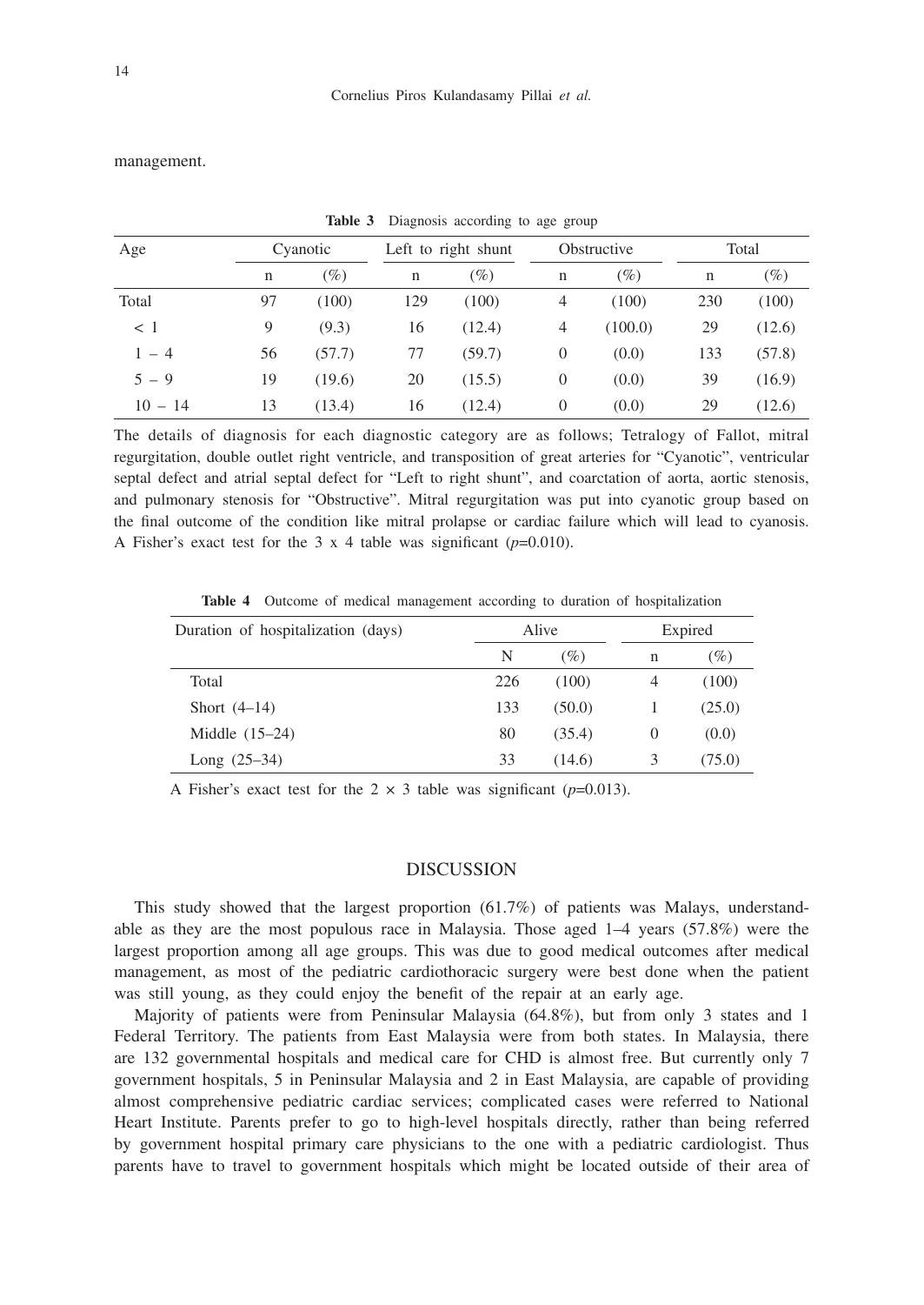management.

**Table 3** Diagnosis according to age group

| Age | Cyanotic | | Left to right shunt | | Obstructive | | Total | |
|---|---|---|---|---|---|---|---|---|
| | n | (%) | n | (%) | n | (%) | n | (%) |
| Total | 97 | (100) | 129 | (100) | 4 | (100) | 230 | (100) |
| < 1 | 9 | (9.3) | 16 | (12.4) | 4 | (100.0) | 29 | (12.6) |
| 1 – 4 | 56 | (57.7) | 77 | (59.7) | 0 | (0.0) | 133 | (57.8) |
| 5 – 9 | 19 | (19.6) | 20 | (15.5) | 0 | (0.0) | 39 | (16.9) |
| 10 – 14 | 13 | (13.4) | 16 | (12.4) | 0 | (0.0) | 29 | (12.6) |

The details of diagnosis for each diagnostic category are as follows; Tetralogy of Fallot, mitral regurgitation, double outlet right ventricle, and transposition of great arteries for "Cyanotic", ventricular septal defect and atrial septal defect for "Left to right shunt", and coarctation of aorta, aortic stenosis, and pulmonary stenosis for "Obstructive". Mitral regurgitation was put into cyanotic group based on the final outcome of the condition like mitral prolapse or cardiac failure which will lead to cyanosis. A Fisher's exact test for the 3 x 4 table was significant ($p$=0.010).

**Table 4** Outcome of medical management according to duration of hospitalization

| Duration of hospitalization (days) | Alive | | Expired | |
|---|---|---|---|---|
| | N | (%) | n | (%) |
| Total | 226 | (100) | 4 | (100) |
| Short (4–14) | 133 | (50.0) | 1 | (25.0) |
| Middle (15–24) | 80 | (35.4) | 0 | (0.0) |
| Long (25–34) | 33 | (14.6) | 3 | (75.0) |

A Fisher's exact test for the $2 \times 3$ table was significant ($p$=0.013).

## DISCUSSION

This study showed that the largest proportion (61.7%) of patients was Malays, understandable as they are the most populous race in Malaysia. Those aged 1–4 years (57.8%) were the largest proportion among all age groups. This was due to good medical outcomes after medical management, as most of the pediatric cardiothoracic surgery were best done when the patient was still young, as they could enjoy the benefit of the repair at an early age.

Majority of patients were from Peninsular Malaysia (64.8%), but from only 3 states and 1 Federal Territory. The patients from East Malaysia were from both states. In Malaysia, there are 132 governmental hospitals and medical care for CHD is almost free. But currently only 7 government hospitals, 5 in Peninsular Malaysia and 2 in East Malaysia, are capable of providing almost comprehensive pediatric cardiac services; complicated cases were referred to National Heart Institute. Parents prefer to go to high-level hospitals directly, rather than being referred by government hospital primary care physicians to the one with a pediatric cardiologist. Thus parents have to travel to government hospitals which might be located outside of their area of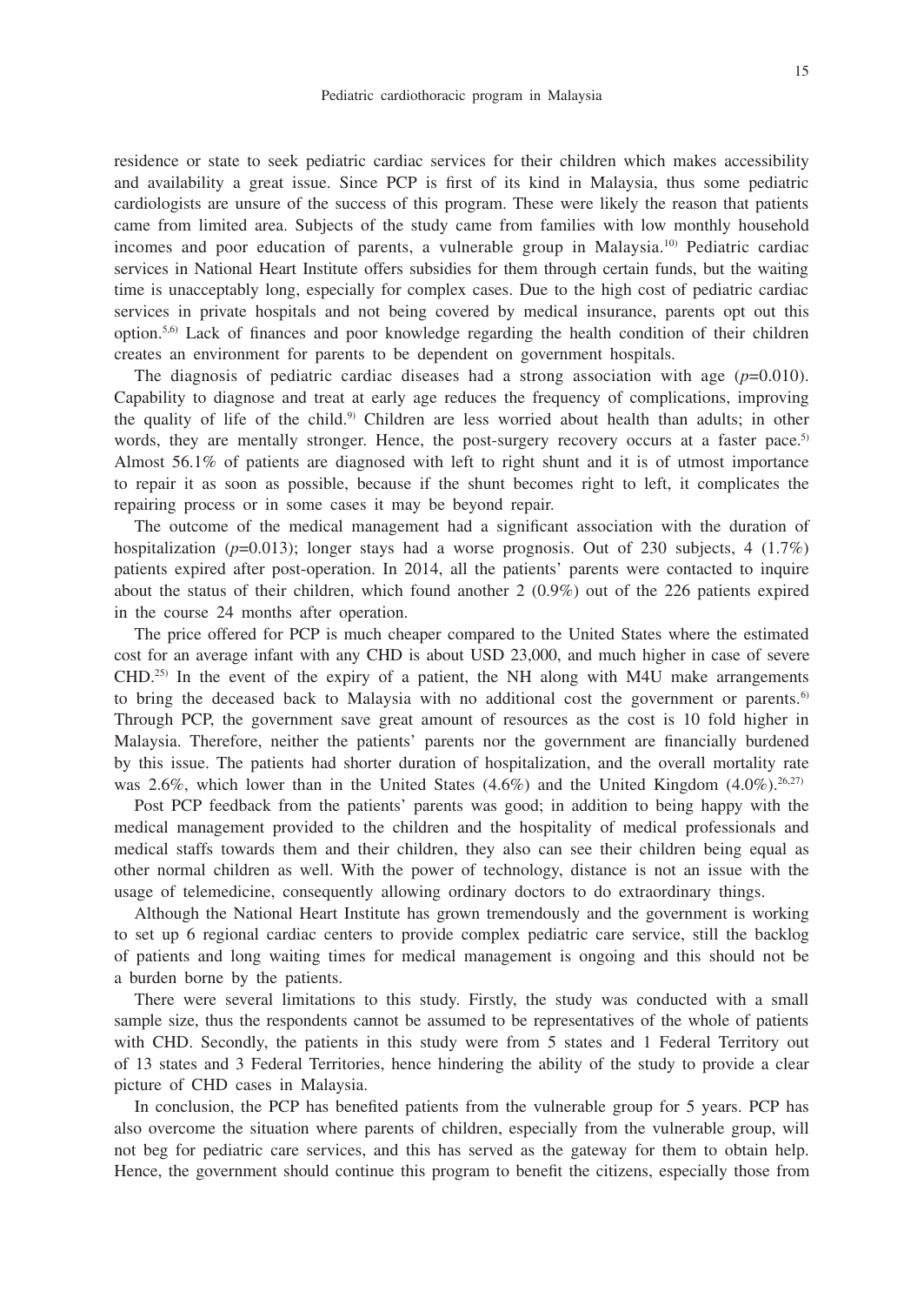residence or state to seek pediatric cardiac services for their children which makes accessibility and availability a great issue. Since PCP is first of its kind in Malaysia, thus some pediatric cardiologists are unsure of the success of this program. These were likely the reason that patients came from limited area. Subjects of the study came from families with low monthly household incomes and poor education of parents, a vulnerable group in Malaysia.[10] Pediatric cardiac services in National Heart Institute offers subsidies for them through certain funds, but the waiting time is unacceptably long, especially for complex cases. Due to the high cost of pediatric cardiac services in private hospitals and not being covered by medical insurance, parents opt out this option.[5,6] Lack of finances and poor knowledge regarding the health condition of their children creates an environment for parents to be dependent on government hospitals.

The diagnosis of pediatric cardiac diseases had a strong association with age ($p$=0.010). Capability to diagnose and treat at early age reduces the frequency of complications, improving the quality of life of the child.[9] Children are less worried about health than adults; in other words, they are mentally stronger. Hence, the post-surgery recovery occurs at a faster pace.[5] Almost 56.1% of patients are diagnosed with left to right shunt and it is of utmost importance to repair it as soon as possible, because if the shunt becomes right to left, it complicates the repairing process or in some cases it may be beyond repair.

The outcome of the medical management had a significant association with the duration of hospitalization ($p$=0.013); longer stays had a worse prognosis. Out of 230 subjects, 4 (1.7%) patients expired after post-operation. In 2014, all the patients' parents were contacted to inquire about the status of their children, which found another 2 (0.9%) out of the 226 patients expired in the course 24 months after operation.

The price offered for PCP is much cheaper compared to the United States where the estimated cost for an average infant with any CHD is about USD 23,000, and much higher in case of severe CHD.[25] In the event of the expiry of a patient, the NH along with M4U make arrangements to bring the deceased back to Malaysia with no additional cost the government or parents.[6] Through PCP, the government save great amount of resources as the cost is 10 fold higher in Malaysia. Therefore, neither the patients' parents nor the government are financially burdened by this issue. The patients had shorter duration of hospitalization, and the overall mortality rate was 2.6%, which lower than in the United States (4.6%) and the United Kingdom (4.0%).[26,27]

Post PCP feedback from the patients' parents was good; in addition to being happy with the medical management provided to the children and the hospitality of medical professionals and medical staffs towards them and their children, they also can see their children being equal as other normal children as well. With the power of technology, distance is not an issue with the usage of telemedicine, consequently allowing ordinary doctors to do extraordinary things.

Although the National Heart Institute has grown tremendously and the government is working to set up 6 regional cardiac centers to provide complex pediatric care service, still the backlog of patients and long waiting times for medical management is ongoing and this should not be a burden borne by the patients.

There were several limitations to this study. Firstly, the study was conducted with a small sample size, thus the respondents cannot be assumed to be representatives of the whole of patients with CHD. Secondly, the patients in this study were from 5 states and 1 Federal Territory out of 13 states and 3 Federal Territories, hence hindering the ability of the study to provide a clear picture of CHD cases in Malaysia.

In conclusion, the PCP has benefited patients from the vulnerable group for 5 years. PCP has also overcome the situation where parents of children, especially from the vulnerable group, will not beg for pediatric care services, and this has served as the gateway for them to obtain help. Hence, the government should continue this program to benefit the citizens, especially those from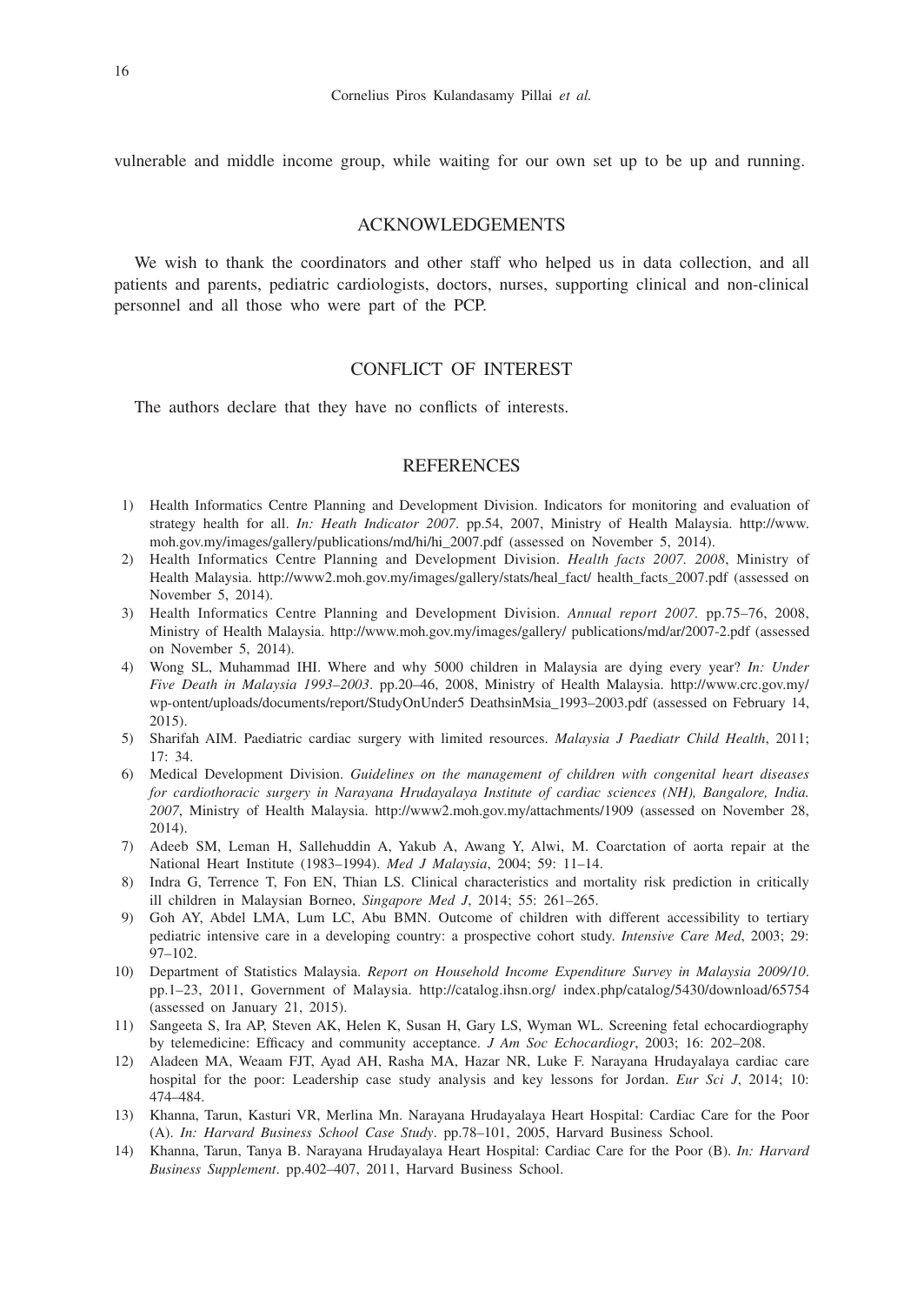vulnerable and middle income group, while waiting for our own set up to be up and running.

## ACKNOWLEDGEMENTS

We wish to thank the coordinators and other staff who helped us in data collection, and all patients and parents, pediatric cardiologists, doctors, nurses, supporting clinical and non-clinical personnel and all those who were part of the PCP.

## CONFLICT OF INTEREST

The authors declare that they have no conflicts of interests.

## REFERENCES

1) Health Informatics Centre Planning and Development Division. Indicators for monitoring and evaluation of strategy health for all. *In: Heath Indicator 2007*. pp.54, 2007, Ministry of Health Malaysia. http://www.moh.gov.my/images/gallery/publications/md/hi/hi_2007.pdf (assessed on November 5, 2014).
2) Health Informatics Centre Planning and Development Division. *Health facts 2007. 2008*, Ministry of Health Malaysia. http://www2.moh.gov.my/images/gallery/stats/heal_fact/ health_facts_2007.pdf (assessed on November 5, 2014).
3) Health Informatics Centre Planning and Development Division. *Annual report 2007*. pp.75–76, 2008, Ministry of Health Malaysia. http://www.moh.gov.my/images/gallery/ publications/md/ar/2007-2.pdf (assessed on November 5, 2014).
4) Wong SL, Muhammad IHI. Where and why 5000 children in Malaysia are dying every year? *In: Under Five Death in Malaysia 1993–2003*. pp.20–46, 2008, Ministry of Health Malaysia. http://www.crc.gov.my/wp-ontent/uploads/documents/report/StudyOnUnder5 DeathsinMsia_1993–2003.pdf (assessed on February 14, 2015).
5) Sharifah AIM. Paediatric cardiac surgery with limited resources. *Malaysia J Paediatr Child Health*, 2011; 17: 34.
6) Medical Development Division. *Guidelines on the management of children with congenital heart diseases for cardiothoracic surgery in Narayana Hrudayalaya Institute of cardiac sciences (NH), Bangalore, India. 2007*, Ministry of Health Malaysia. http://www2.moh.gov.my/attachments/1909 (assessed on November 28, 2014).
7) Adeeb SM, Leman H, Sallehuddin A, Yakub A, Awang Y, Alwi, M. Coarctation of aorta repair at the National Heart Institute (1983–1994). *Med J Malaysia*, 2004; 59: 11–14.
8) Indra G, Terrence T, Fon EN, Thian LS. Clinical characteristics and mortality risk prediction in critically ill children in Malaysian Borneo, *Singapore Med J*, 2014; 55: 261–265.
9) Goh AY, Abdel LMA, Lum LC, Abu BMN. Outcome of children with different accessibility to tertiary pediatric intensive care in a developing country: a prospective cohort study. *Intensive Care Med*, 2003; 29: 97–102.
10) Department of Statistics Malaysia. *Report on Household Income Expenditure Survey in Malaysia 2009/10*. pp.1–23, 2011, Government of Malaysia. http://catalog.ihsn.org/ index.php/catalog/5430/download/65754 (assessed on January 21, 2015).
11) Sangeeta S, Ira AP, Steven AK, Helen K, Susan H, Gary LS, Wyman WL. Screening fetal echocardiography by telemedicine: Efficacy and community acceptance. *J Am Soc Echocardiogr*, 2003; 16: 202–208.
12) Aladeen MA, Weaam FJT, Ayad AH, Rasha MA, Hazar NR, Luke F. Narayana Hrudayalaya cardiac care hospital for the poor: Leadership case study analysis and key lessons for Jordan. *Eur Sci J*, 2014; 10: 474–484.
13) Khanna, Tarun, Kasturi VR, Merlina Mn. Narayana Hrudayalaya Heart Hospital: Cardiac Care for the Poor (A). *In: Harvard Business School Case Study*. pp.78–101, 2005, Harvard Business School.
14) Khanna, Tarun, Tanya B. Narayana Hrudayalaya Heart Hospital: Cardiac Care for the Poor (B). *In: Harvard Business Supplement*. pp.402–407, 2011, Harvard Business School.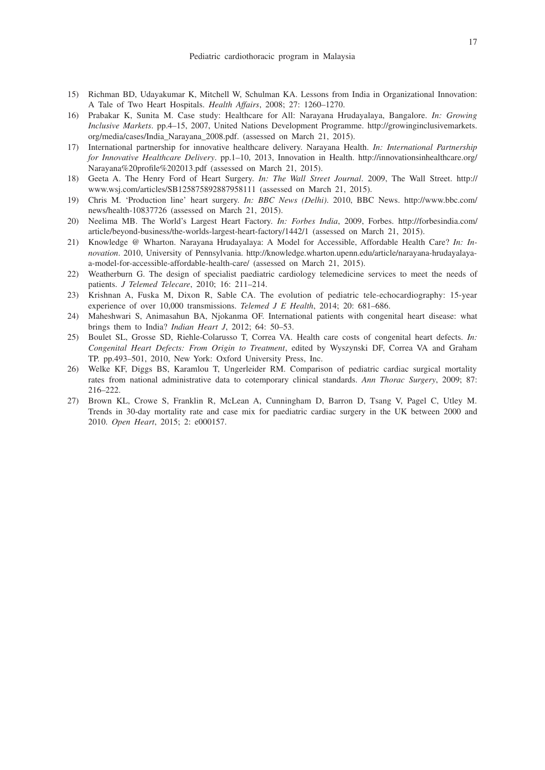15) Richman BD, Udayakumar K, Mitchell W, Schulman KA. Lessons from India in Organizational Innovation: A Tale of Two Heart Hospitals. *Health Affairs*, 2008; 27: 1260–1270.
16) Prabakar K, Sunita M. Case study: Healthcare for All: Narayana Hrudayalaya, Bangalore. *In: Growing Inclusive Markets*. pp.4–15, 2007, United Nations Development Programme. http://growinginclusivemarkets.org/media/cases/India_Narayana_2008.pdf. (assessed on March 21, 2015).
17) International partnership for innovative healthcare delivery. Narayana Health. *In: International Partnership for Innovative Healthcare Delivery*. pp.1–10, 2013, Innovation in Health. http://innovationsinhealthcare.org/Narayana%20profile%202013.pdf (assessed on March 21, 2015).
18) Geeta A. The Henry Ford of Heart Surgery. *In: The Wall Street Journal*. 2009, The Wall Street. http://www.wsj.com/articles/SB125875892887958111 (assessed on March 21, 2015).
19) Chris M. 'Production line' heart surgery. *In: BBC News (Delhi)*. 2010, BBC News. http://www.bbc.com/news/health-10837726 (assessed on March 21, 2015).
20) Neelima MB. The World's Largest Heart Factory. *In: Forbes India*, 2009, Forbes. http://forbesindia.com/article/beyond-business/the-worlds-largest-heart-factory/1442/1 (assessed on March 21, 2015).
21) Knowledge @ Wharton. Narayana Hrudayalaya: A Model for Accessible, Affordable Health Care? *In: Innovation*. 2010, University of Pennsylvania. http://knowledge.wharton.upenn.edu/article/narayana-hrudayalaya-a-model-for-accessible-affordable-health-care/ (assessed on March 21, 2015).
22) Weatherburn G. The design of specialist paediatric cardiology telemedicine services to meet the needs of patients. *J Telemed Telecare*, 2010; 16: 211–214.
23) Krishnan A, Fuska M, Dixon R, Sable CA. The evolution of pediatric tele-echocardiography: 15-year experience of over 10,000 transmissions. *Telemed J E Health*, 2014; 20: 681–686.
24) Maheshwari S, Animasahun BA, Njokanma OF. International patients with congenital heart disease: what brings them to India? *Indian Heart J*, 2012; 64: 50–53.
25) Boulet SL, Grosse SD, Riehle-Colarusso T, Correa VA. Health care costs of congenital heart defects. *In: Congenital Heart Defects: From Origin to Treatment*, edited by Wyszynski DF, Correa VA and Graham TP. pp.493–501, 2010, New York: Oxford University Press, Inc.
26) Welke KF, Diggs BS, Karamlou T, Ungerleider RM. Comparison of pediatric cardiac surgical mortality rates from national administrative data to cotemporary clinical standards. *Ann Thorac Surgery*, 2009; 87: 216–222.
27) Brown KL, Crowe S, Franklin R, McLean A, Cunningham D, Barron D, Tsang V, Pagel C, Utley M. Trends in 30-day mortality rate and case mix for paediatric cardiac surgery in the UK between 2000 and 2010. *Open Heart*, 2015; 2: e000157.